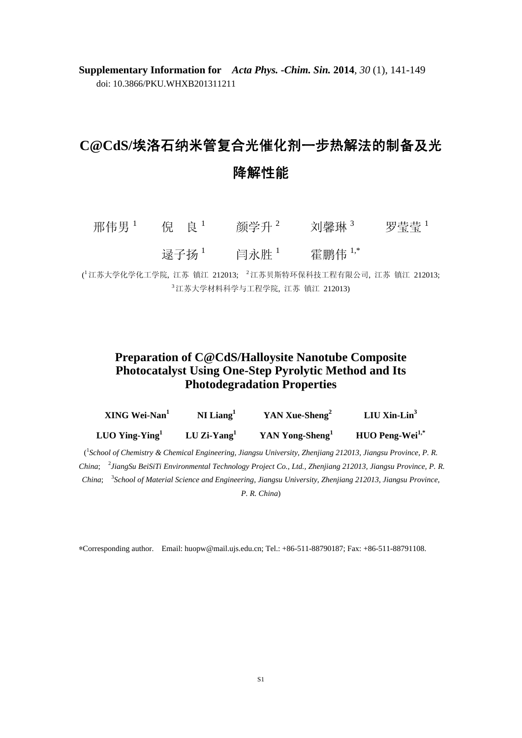**Supplementary Information for** *Acta Phys. -Chim. Sin.* **2014**, *30* (1), 141-149
doi: 10.3866/PKU.WHXB201311211

# C@CdS/埃洛石纳米管复合光催化剂一步热解法的制备及光降解性能

邢伟男[1]　倪　良[1]　颜学升[2]　刘馨琳[3]　罗莹莹[1]
逯子扬[1]　闫永胜[1]　霍鹏伟[1,*]

([1]江苏大学化学化工学院, 江苏 镇江 212013; [2]江苏贝斯特环保科技工程有限公司, 江苏 镇江 212013; [3]江苏大学材料科学与工程学院, 江苏 镇江 212013)

# Preparation of C@CdS/Halloysite Nanotube Composite Photocatalyst Using One-Step Pyrolytic Method and Its Photodegradation Properties

**XING Wei-Nan[1]　NI Liang[1]　YAN Xue-Sheng[2]　LIU Xin-Lin[3]**
**LUO Ying-Ying[1]　LU Zi-Yang[1]　YAN Yong-Sheng[1]　HUO Peng-Wei[1,*]**

([1]*School of Chemistry & Chemical Engineering, Jiangsu University, Zhenjiang 212013, Jiangsu Province, P. R. China*; [2]*JiangSu BeiSiTi Environmental Technology Project Co., Ltd., Zhenjiang 212013, Jiangsu Province, P. R. China*; [3]*School of Material Science and Engineering, Jiangsu University, Zhenjiang 212013, Jiangsu Province, P. R. China*)

*Corresponding author. Email: huopw@mail.ujs.edu.cn; Tel.: +86-511-88790187; Fax: +86-511-88791108.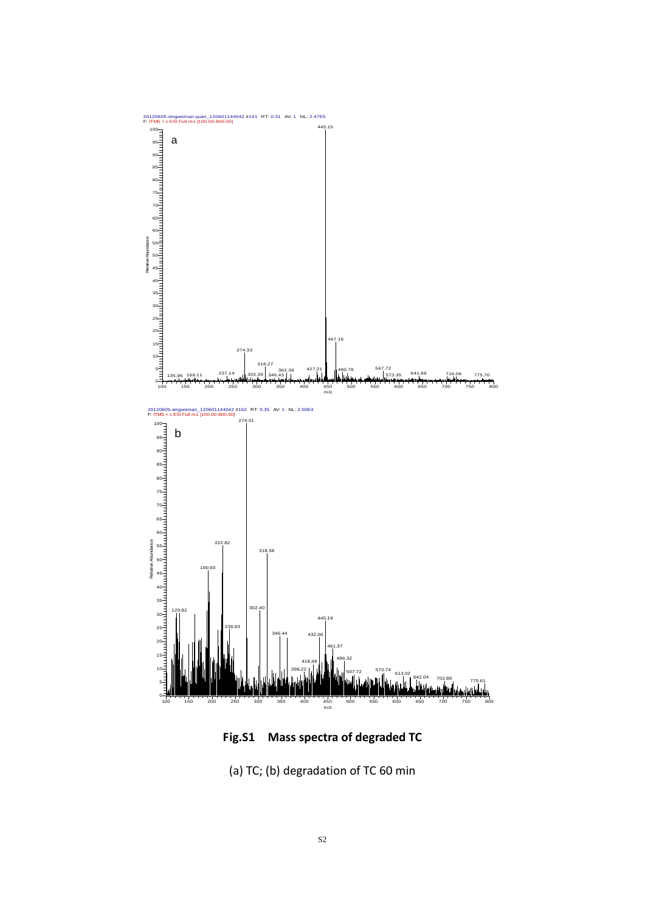**Fig.S1 Mass spectra of degraded TC**

(a) TC; (b) degradation of TC 60 min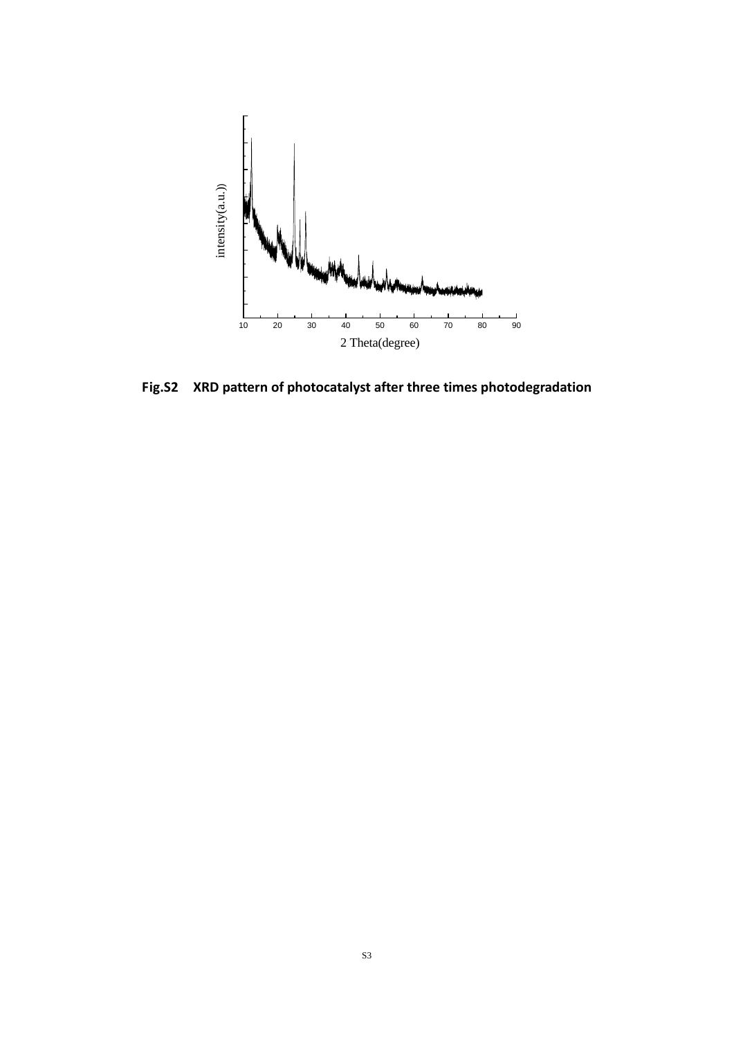intensity(a.u.))

10 20 30 40 50 60 70 80 90

2 Theta(degree)

**Fig.S2 XRD pattern of photocatalyst after three times photodegradation**